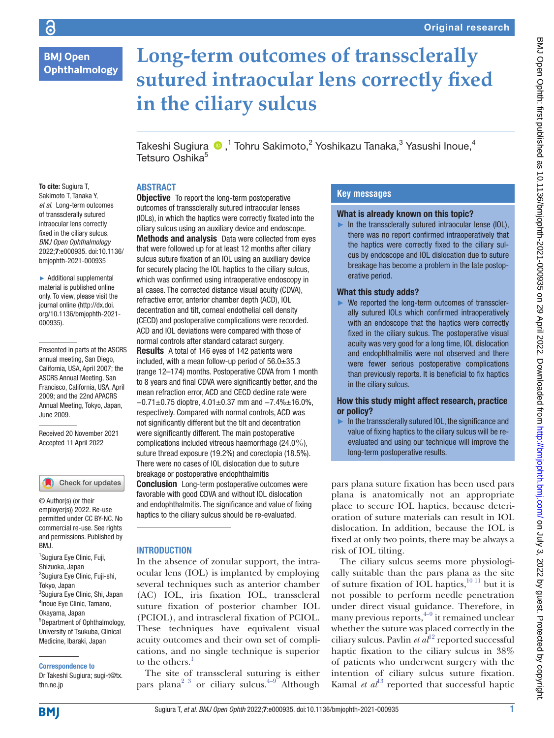# Long-term outcomes of transsclerally sutured intraocular lens correctly fixed in the ciliary sulcus

Takeshi Sugiura [1], Tohru Sakimoto [2], Yoshikazu Tanaka [3], Yasushi Inoue [4], Tetsuro Oshika [5]

**To cite:** Sugiura T, Sakimoto T, Tanaka Y, *et al*. Long-term outcomes of transsclerally sutured intraocular lens correctly fixed in the ciliary sulcus. *BMJ Open Ophthalmology* 2022;**7**:e000935. doi:10.1136/bmjophth-2021-000935

► Additional supplemental material is published online only. To view, please visit the journal online (http://dx.doi.org/10.1136/bmjophth-2021-000935).

Presented in parts at the ASCRS annual meeting, San Diego, California, USA, April 2007; the ASCRS Annual Meeting, San Francisco, California, USA, April 2009; and the 22nd APACRS Annual Meeting, Tokyo, Japan, June 2009.

Received 20 November 2021
Accepted 11 April 2022

© Author(s) (or their employer(s)) 2022. Re-use permitted under CC BY-NC. No commercial re-use. See rights and permissions. Published by BMJ.

[1] Sugiura Eye Clinic, Fuji, Shizuoka, Japan
[2] Sugiura Eye Clinic, Fuji-shi, Tokyo, Japan
[3] Sugiura Eye Clinic, Shi, Japan
[4] Inoue Eye Clinic, Tamano, Okayama, Japan
[5] Department of Ophthalmology, University of Tsukuba, Clinical Medicine, Ibaraki, Japan

**Correspondence to**
Dr Takeshi Sugiura; sugi-t@tx.thn.ne.jp

## ABSTRACT

**Objective** To report the long-term postoperative outcomes of transsclerally sutured intraocular lenses (IOLs), in which the haptics were correctly fixated into the ciliary sulcus using an auxiliary device and endoscope.

**Methods and analysis** Data were collected from eyes that were followed up for at least 12 months after ciliary sulcus suture fixation of an IOL using an auxiliary device for securely placing the IOL haptics to the ciliary sulcus, which was confirmed using intraoperative endoscopy in all cases. The corrected distance visual acuity (CDVA), refractive error, anterior chamber depth (ACD), IOL decentration and tilt, corneal endothelial cell density (CECD) and postoperative complications were recorded. ACD and IOL deviations were compared with those of normal controls after standard cataract surgery.

**Results** A total of 146 eyes of 142 patients were included, with a mean follow-up period of 56.0±35.3 (range 12–174) months. Postoperative CDVA from 1 month to 8 years and final CDVA were significantly better, and the mean refraction error, ACD and CECD decline rate were −0.71±0.75 dioptre, 4.01±0.37 mm and −7.4%±16.0%, respectively. Compared with normal controls, ACD was not significantly different but the tilt and decentration were significantly different. The main postoperative complications included vitreous haemorrhage (24.0%), suture thread exposure (19.2%) and corectopia (18.5%). There were no cases of IOL dislocation due to suture breakage or postoperative endophthalmitis

**Conclusion** Long-term postoperative outcomes were favorable with good CDVA and without IOL dislocation and endophthalmitis. The significance and value of fixing haptics to the ciliary sulcus should be re-evaluated.

## Key messages

### What is already known on this topic?

► In the transsclerally sutured intraocular lense (IOL), there was no report confirmed intraoperatively that the haptics were correctly fixed to the ciliary sulcus by endoscope and IOL dislocation due to suture breakage has become a problem in the late postoperative period.

### What this study adds?

► We reported the long-term outcomes of transsclerally sutured IOLs which confirmed intraoperatively with an endoscope that the haptics were correctly fixed in the ciliary sulcus. The postoperative visual acuity was very good for a long time, IOL dislocation and endophthalmitis were not observed and there were fewer serious postoperative complications than previously reports. It is beneficial to fix haptics in the ciliary sulcus.

### How this study might affect research, practice or policy?

► In the transsclerally sutured IOL, the significance and value of fixing haptics to the ciliary sulcus will be re-evaluated and using our technique will improve the long-term postoperative results.

## INTRODUCTION

In the absence of zonular support, the intraocular lens (IOL) is implanted by employing several techniques such as anterior chamber (AC) IOL, iris fixation IOL, transscleral suture fixation of posterior chamber IOL (PCIOL), and intrascleral fixation of PCIOL. These techniques have equivalent visual acuity outcomes and their own set of complications, and no single technique is superior to the others.[1]

The site of transscleral suturing is either pars plana[2 3] or ciliary sulcus.[4–9] Although pars plana suture fixation has been used pars plana is anatomically not an appropriate place to secure IOL haptics, because deterioration of suture materials can result in IOL dislocation. In addition, because the IOL is fixed at only two points, there may be always a risk of IOL tilting.

The ciliary sulcus seems more physiologically suitable than the pars plana as the site of suture fixation of IOL haptics,[10 11] but it is not possible to perform needle penetration under direct visual guidance. Therefore, in many previous reports,[4–9] it remained unclear whether the suture was placed correctly in the ciliary sulcus. Pavlin *et al*[12] reported successful haptic fixation to the ciliary sulcus in 38% of patients who underwent surgery with the intention of ciliary sulcus suture fixation. Kamal *et al*[13] reported that successful haptic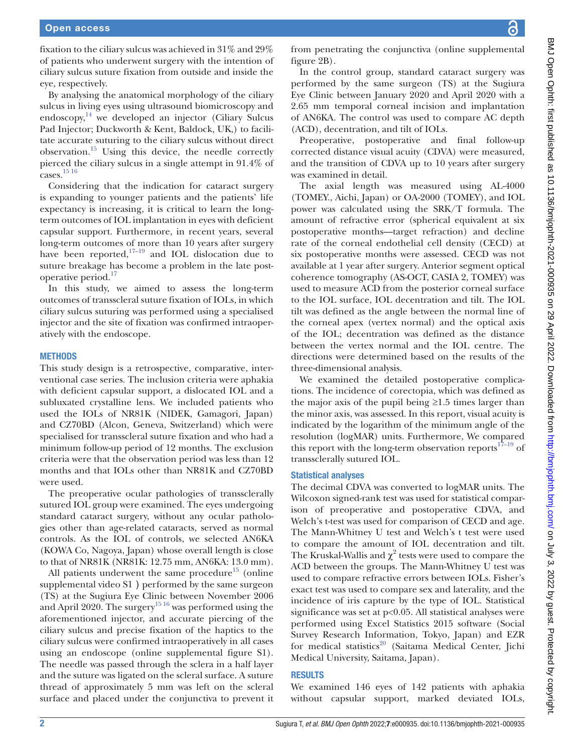fixation to the ciliary sulcus was achieved in 31% and 29% of patients who underwent surgery with the intention of ciliary sulcus suture fixation from outside and inside the eye, respectively.

By analysing the anatomical morphology of the ciliary sulcus in living eyes using ultrasound biomicroscopy and endoscopy,[14] we developed an injector (Ciliary Sulcus Pad Injector; Duckworth & Kent, Baldock, UK,) to facilitate accurate suturing to the ciliary sulcus without direct observation.[15] Using this device, the needle correctly pierced the ciliary sulcus in a single attempt in 91.4% of cases.[15 16]

Considering that the indication for cataract surgery is expanding to younger patients and the patients' life expectancy is increasing, it is critical to learn the long-term outcomes of IOL implantation in eyes with deficient capsular support. Furthermore, in recent years, several long-term outcomes of more than 10 years after surgery have been reported,[17–19] and IOL dislocation due to suture breakage has become a problem in the late postoperative period.[17]

In this study, we aimed to assess the long-term outcomes of transscleral suture fixation of IOLs, in which ciliary sulcus suturing was performed using a specialised injector and the site of fixation was confirmed intraoperatively with the endoscope.

## METHODS

This study design is a retrospective, comparative, interventional case series. The inclusion criteria were aphakia with deficient capsular support, a dislocated IOL and a subluxated crystalline lens. We included patients who used the IOLs of NR81K (NIDEK, Gamagori, Japan) and CZ70BD (Alcon, Geneva, Switzerland) which were specialised for transscleral suture fixation and who had a minimum follow-up period of 12 months. The exclusion criteria were that the observation period was less than 12 months and that IOLs other than NR81K and CZ70BD were used.

The preoperative ocular pathologies of transsclerally sutured IOL group were examined. The eyes undergoing standard cataract surgery, without any ocular pathologies other than age-related cataracts, served as normal controls. As the IOL of controls, we selected AN6KA (KOWA Co, Nagoya, Japan) whose overall length is close to that of NR81K (NR81K: 12.75 mm, AN6KA: 13.0 mm).

All patients underwent the same procedure[15] (online supplemental video S1 ) performed by the same surgeon (TS) at the Sugiura Eye Clinic between November 2006 and April 2020. The surgery[15 16] was performed using the aforementioned injector, and accurate piercing of the ciliary sulcus and precise fixation of the haptics to the ciliary sulcus were confirmed intraoperatively in all cases using an endoscope (online supplemental figure S1). The needle was passed through the sclera in a half layer and the suture was ligated on the scleral surface. A suture thread of approximately 5 mm was left on the scleral surface and placed under the conjunctiva to prevent it from penetrating the conjunctiva (online supplemental figure 2B).

In the control group, standard cataract surgery was performed by the same surgeon (TS) at the Sugiura Eye Clinic between January 2020 and April 2020 with a 2.65 mm temporal corneal incision and implantation of AN6KA. The control was used to compare AC depth (ACD), decentration, and tilt of IOLs.

Preoperative, postoperative and final follow-up corrected distance visual acuity (CDVA) were measured, and the transition of CDVA up to 10 years after surgery was examined in detail.

The axial length was measured using AL-4000 (TOMEY., Aichi, Japan) or OA-2000 (TOMEY), and IOL power was calculated using the SRK/T formula. The amount of refractive error (spherical equivalent at six postoperative months—target refraction) and decline rate of the corneal endothelial cell density (CECD) at six postoperative months were assessed. CECD was not available at 1 year after surgery. Anterior segment optical coherence tomography (AS-OCT, CASIA 2, TOMEY) was used to measure ACD from the posterior corneal surface to the IOL surface, IOL decentration and tilt. The IOL tilt was defined as the angle between the normal line of the corneal apex (vertex normal) and the optical axis of the IOL; decentration was defined as the distance between the vertex normal and the IOL centre. The directions were determined based on the results of the three-dimensional analysis.

We examined the detailed postoperative complications. The incidence of corectopia, which was defined as the major axis of the pupil being ≥1.5 times larger than the minor axis, was assessed. In this report, visual acuity is indicated by the logarithm of the minimum angle of the resolution (logMAR) units. Furthermore, We compared this report with the long-term observation reports[17–19] of transsclerally sutured IOL.

### Statistical analyses

The decimal CDVA was converted to logMAR units. The Wilcoxon signed-rank test was used for statistical comparison of preoperative and postoperative CDVA, and Welch's t-test was used for comparison of CECD and age. The Mann-Whitney U test and Welch's t test were used to compare the amount of IOL decentration and tilt. The Kruskal-Wallis and $\chi^2$ tests were used to compare the ACD between the groups. The Mann-Whitney U test was used to compare refractive errors between IOLs. Fisher's exact test was used to compare sex and laterality, and the incidence of iris capture by the type of IOL. Statistical significance was set at $p<0.05$. All statistical analyses were performed using Excel Statistics 2015 software (Social Survey Research Information, Tokyo, Japan) and EZR for medical statistics[20] (Saitama Medical Center, Jichi Medical University, Saitama, Japan).

## RESULTS

We examined 146 eyes of 142 patients with aphakia without capsular support, marked deviated IOLs,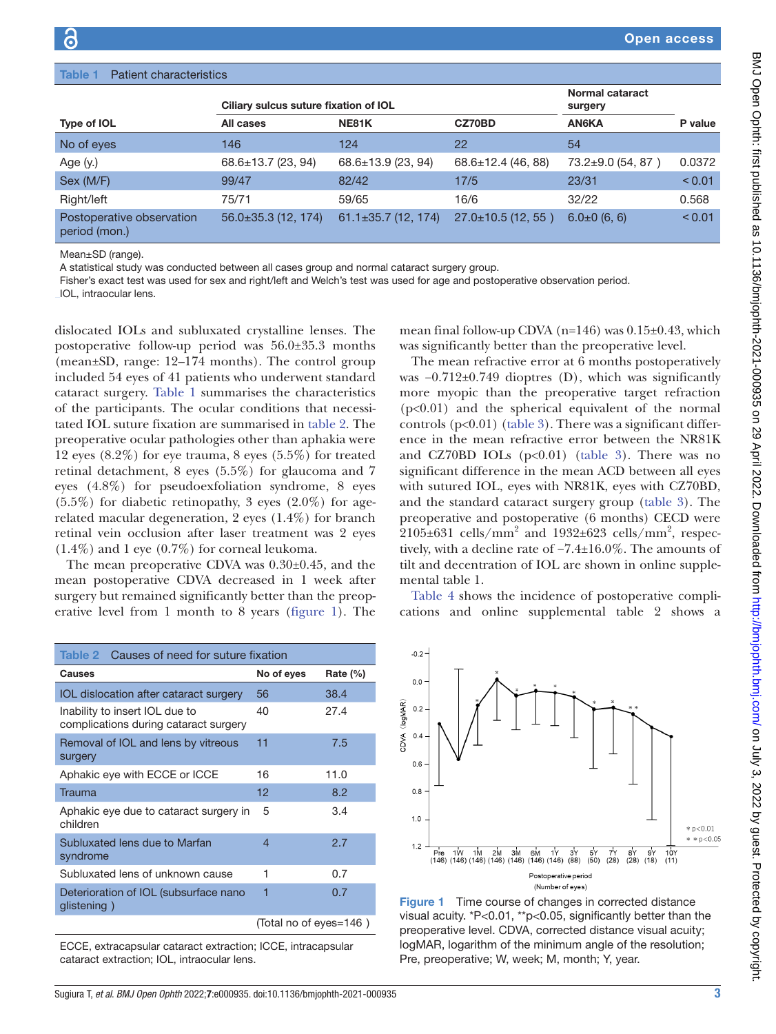**Table 1** Patient characteristics

| | Ciliary sulcus suture fixation of IOL | | | Normal cataract surgery | |
|---|---|---|---|---|---|
| Type of IOL | All cases | NE81K | CZ70BD | AN6KA | P value |
| No of eyes | 146 | 124 | 22 | 54 | |
| Age (y.) | 68.6±13.7 (23, 94) | 68.6±13.9 (23, 94) | 68.6±12.4 (46, 88) | 73.2±9.0 (54, 87 ) | 0.0372 |
| Sex (M/F) | 99/47 | 82/42 | 17/5 | 23/31 | < 0.01 |
| Right/left | 75/71 | 59/65 | 16/6 | 32/22 | 0.568 |
| Postoperative observation period (mon.) | 56.0±35.3 (12, 174) | 61.1±35.7 (12, 174) | 27.0±10.5 (12, 55 ) | 6.0±0 (6, 6) | < 0.01 |

Mean±SD (range).
A statistical study was conducted between all cases group and normal cataract surgery group.
Fisher's exact test was used for sex and right/left and Welch's test was used for age and postoperative observation period.
IOL, intraocular lens.

dislocated IOLs and subluxated crystalline lenses. The postoperative follow-up period was 56.0±35.3 months (mean±SD, range: 12–174 months). The control group included 54 eyes of 41 patients who underwent standard cataract surgery. Table 1 summarises the characteristics of the participants. The ocular conditions that necessitated IOL suture fixation are summarised in table 2. The preoperative ocular pathologies other than aphakia were 12 eyes (8.2%) for eye trauma, 8 eyes (5.5%) for treated retinal detachment, 8 eyes (5.5%) for glaucoma and 7 eyes (4.8%) for pseudoexfoliation syndrome, 8 eyes (5.5%) for diabetic retinopathy, 3 eyes (2.0%) for age-related macular degeneration, 2 eyes (1.4%) for branch retinal vein occlusion after laser treatment was 2 eyes (1.4%) and 1 eye (0.7%) for corneal leukoma.

The mean preoperative CDVA was 0.30±0.45, and the mean postoperative CDVA decreased in 1 week after surgery but remained significantly better than the preoperative level from 1 month to 8 years (figure 1). The mean final follow-up CDVA (n=146) was 0.15±0.43, which was significantly better than the preoperative level.

The mean refractive error at 6 months postoperatively was −0.712±0.749 dioptres (D), which was significantly more myopic than the preoperative target refraction (p<0.01) and the spherical equivalent of the normal controls (p<0.01) (table 3). There was a significant difference in the mean refractive error between the NR81K and CZ70BD IOLs (p<0.01) (table 3). There was no significant difference in the mean ACD between all eyes with sutured IOL, eyes with NR81K, eyes with CZ70BD, and the standard cataract surgery group (table 3). The preoperative and postoperative (6 months) CECD were 2105±631 cells/mm$^2$ and 1932±623 cells/mm$^2$, respectively, with a decline rate of −7.4±16.0%. The amounts of tilt and decentration of IOL are shown in online supplemental table 1.

Table 4 shows the incidence of postoperative complications and online supplemental table 2 shows a

**Table 2** Causes of need for suture fixation

| Causes | No of eyes | Rate (%) |
|---|---|---|
| IOL dislocation after cataract surgery | 56 | 38.4 |
| Inability to insert IOL due to complications during cataract surgery | 40 | 27.4 |
| Removal of IOL and lens by vitreous surgery | 11 | 7.5 |
| Aphakic eye with ECCE or ICCE | 16 | 11.0 |
| Trauma | 12 | 8.2 |
| Aphakic eye due to cataract surgery in children | 5 | 3.4 |
| Subluxated lens due to Marfan syndrome | 4 | 2.7 |
| Subluxated lens of unknown cause | 1 | 0.7 |
| Deterioration of IOL (subsurface nano glistening ) | 1 | 0.7 |
| | (Total no of eyes=146 ) | |

ECCE, extracapsular cataract extraction; ICCE, intracapsular cataract extraction; IOL, intraocular lens.

**Figure 1** Time course of changes in corrected distance visual acuity. *P<0.01, **p<0.05, significantly better than the preoperative level. CDVA, corrected distance visual acuity; logMAR, logarithm of the minimum angle of the resolution; Pre, preoperative; W, week; M, month; Y, year.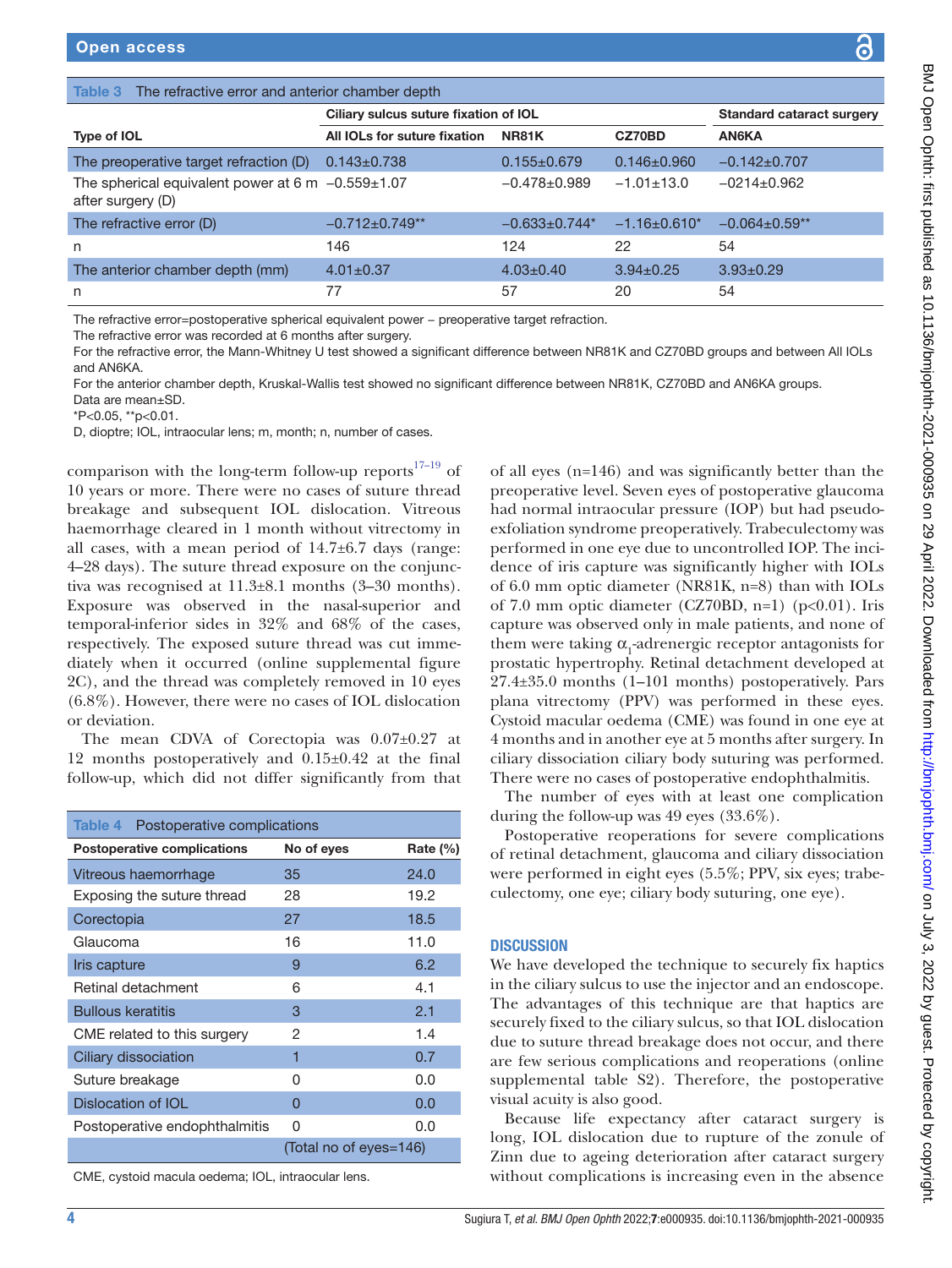**Table 3** The refractive error and anterior chamber depth

| Type of IOL | Ciliary sulcus suture fixation of IOL | | | Standard cataract surgery |
|---|---|---|---|---|
| | All IOLs for suture fixation | NR81K | CZ70BD | AN6KA |
| The preoperative target refraction (D) | 0.143±0.738 | 0.155±0.679 | 0.146±0.960 | −0.142±0.707 |
| The spherical equivalent power at 6 m after surgery (D) | −0.559±1.07 | −0.478±0.989 | −1.01±13.0 | −0214±0.962 |
| The refractive error (D) | −0.712±0.749** | −0.633±0.744* | −1.16±0.610* | −0.064±0.59** |
| n | 146 | 124 | 22 | 54 |
| The anterior chamber depth (mm) | 4.01±0.37 | 4.03±0.40 | 3.94±0.25 | 3.93±0.29 |
| n | 77 | 57 | 20 | 54 |

The refractive error=postoperative spherical equivalent power − preoperative target refraction.
The refractive error was recorded at 6 months after surgery.
For the refractive error, the Mann-Whitney U test showed a significant difference between NR81K and CZ70BD groups and between All IOLs and AN6KA.
For the anterior chamber depth, Kruskal-Wallis test showed no significant difference between NR81K, CZ70BD and AN6KA groups.
Data are mean±SD.
*P<0.05, **p<0.01.
D, dioptre; IOL, intraocular lens; m, month; n, number of cases.

comparison with the long-term follow-up reports[17–19] of 10 years or more. There were no cases of suture thread breakage and subsequent IOL dislocation. Vitreous haemorrhage cleared in 1 month without vitrectomy in all cases, with a mean period of 14.7±6.7 days (range: 4–28 days). The suture thread exposure on the conjunctiva was recognised at 11.3±8.1 months (3–30 months). Exposure was observed in the nasal-superior and temporal-inferior sides in 32% and 68% of the cases, respectively. The exposed suture thread was cut immediately when it occurred (online supplemental figure 2C), and the thread was completely removed in 10 eyes (6.8%). However, there were no cases of IOL dislocation or deviation.

The mean CDVA of Corectopia was 0.07±0.27 at 12 months postoperatively and 0.15±0.42 at the final follow-up, which did not differ significantly from that of all eyes (n=146) and was significantly better than the preoperative level. Seven eyes of postoperative glaucoma had normal intraocular pressure (IOP) but had pseudoexfoliation syndrome preoperatively. Trabeculectomy was performed in one eye due to uncontrolled IOP. The incidence of iris capture was significantly higher with IOLs of 6.0 mm optic diameter (NR81K, n=8) than with IOLs of 7.0 mm optic diameter (CZ70BD, n=1) ($p<0.01$). Iris capture was observed only in male patients, and none of them were taking $\alpha_1$-adrenergic receptor antagonists for prostatic hypertrophy. Retinal detachment developed at 27.4±35.0 months (1–101 months) postoperatively. Pars plana vitrectomy (PPV) was performed in these eyes. Cystoid macular oedema (CME) was found in one eye at 4 months and in another eye at 5 months after surgery. In ciliary dissociation ciliary body suturing was performed. There were no cases of postoperative endophthalmitis.

**Table 4** Postoperative complications

| Postoperative complications | No of eyes | Rate (%) |
|---|---|---|
| Vitreous haemorrhage | 35 | 24.0 |
| Exposing the suture thread | 28 | 19.2 |
| Corectopia | 27 | 18.5 |
| Glaucoma | 16 | 11.0 |
| Iris capture | 9 | 6.2 |
| Retinal detachment | 6 | 4.1 |
| Bullous keratitis | 3 | 2.1 |
| CME related to this surgery | 2 | 1.4 |
| Ciliary dissociation | 1 | 0.7 |
| Suture breakage | 0 | 0.0 |
| Dislocation of IOL | 0 | 0.0 |
| Postoperative endophthalmitis | 0 | 0.0 |
| | (Total no of eyes=146) | |

CME, cystoid macula oedema; IOL, intraocular lens.

The number of eyes with at least one complication during the follow-up was 49 eyes (33.6%).

Postoperative reoperations for severe complications of retinal detachment, glaucoma and ciliary dissociation were performed in eight eyes (5.5%; PPV, six eyes; trabeculectomy, one eye; ciliary body suturing, one eye).

## DISCUSSION

We have developed the technique to securely fix haptics in the ciliary sulcus to use the injector and an endoscope. The advantages of this technique are that haptics are securely fixed to the ciliary sulcus, so that IOL dislocation due to suture thread breakage does not occur, and there are few serious complications and reoperations (online supplemental table S2). Therefore, the postoperative visual acuity is also good.

Because life expectancy after cataract surgery is long, IOL dislocation due to rupture of the zonule of Zinn due to ageing deterioration after cataract surgery without complications is increasing even in the absence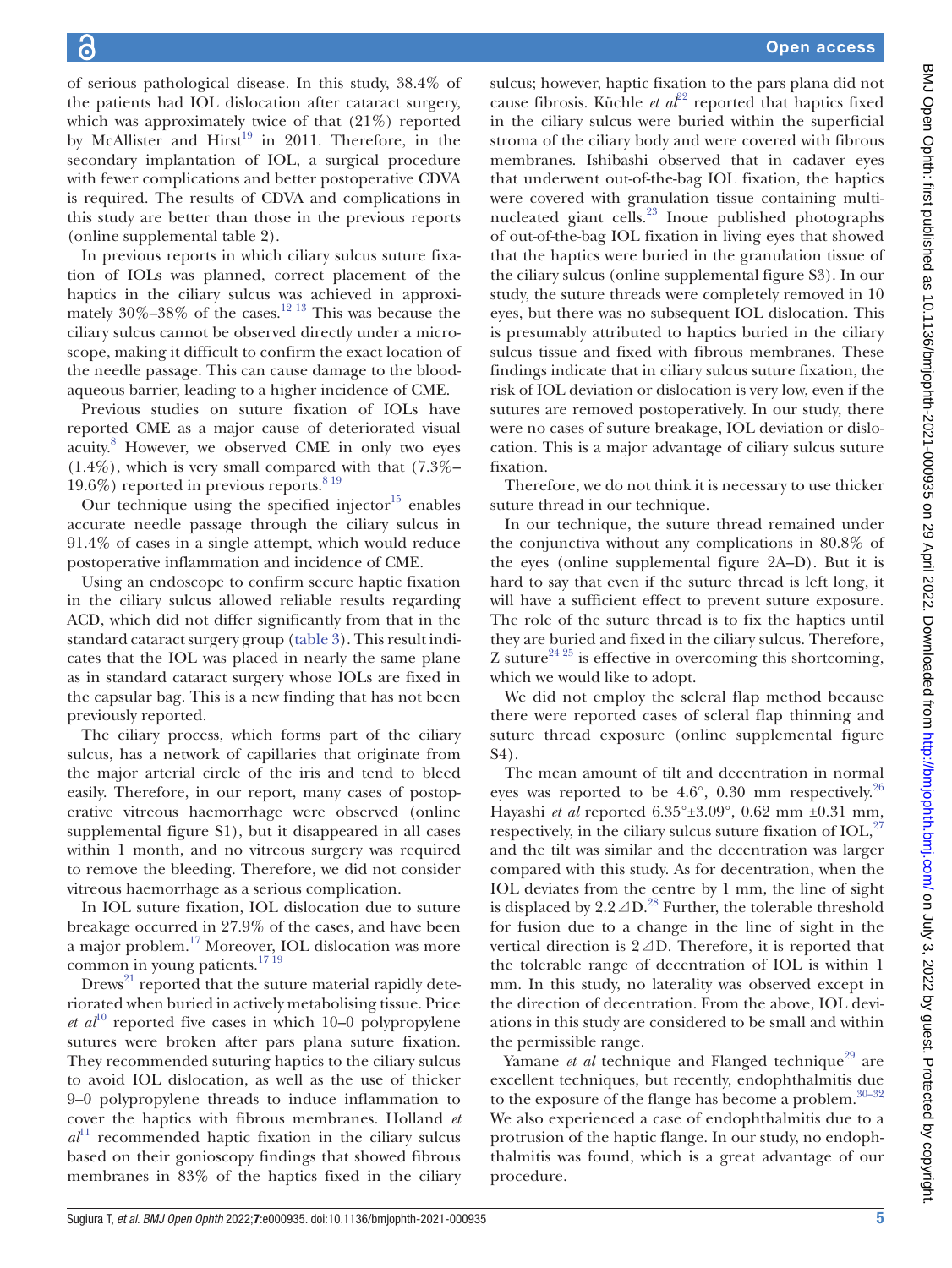of serious pathological disease. In this study, 38.4% of the patients had IOL dislocation after cataract surgery, which was approximately twice of that (21%) reported by McAllister and Hirst[19] in 2011. Therefore, in the secondary implantation of IOL, a surgical procedure with fewer complications and better postoperative CDVA is required. The results of CDVA and complications in this study are better than those in the previous reports (online supplemental table 2).

In previous reports in which ciliary sulcus suture fixation of IOLs was planned, correct placement of the haptics in the ciliary sulcus was achieved in approximately 30%–38% of the cases.[12 13] This was because the ciliary sulcus cannot be observed directly under a microscope, making it difficult to confirm the exact location of the needle passage. This can cause damage to the blood-aqueous barrier, leading to a higher incidence of CME.

Previous studies on suture fixation of IOLs have reported CME as a major cause of deteriorated visual acuity.[8] However, we observed CME in only two eyes (1.4%), which is very small compared with that (7.3%–19.6%) reported in previous reports.[8 19]

Our technique using the specified injector[15] enables accurate needle passage through the ciliary sulcus in 91.4% of cases in a single attempt, which would reduce postoperative inflammation and incidence of CME.

Using an endoscope to confirm secure haptic fixation in the ciliary sulcus allowed reliable results regarding ACD, which did not differ significantly from that in the standard cataract surgery group (table 3). This result indicates that the IOL was placed in nearly the same plane as in standard cataract surgery whose IOLs are fixed in the capsular bag. This is a new finding that has not been previously reported.

The ciliary process, which forms part of the ciliary sulcus, has a network of capillaries that originate from the major arterial circle of the iris and tend to bleed easily. Therefore, in our report, many cases of postoperative vitreous haemorrhage were observed (online supplemental figure S1), but it disappeared in all cases within 1 month, and no vitreous surgery was required to remove the bleeding. Therefore, we did not consider vitreous haemorrhage as a serious complication.

In IOL suture fixation, IOL dislocation due to suture breakage occurred in 27.9% of the cases, and have been a major problem.[17] Moreover, IOL dislocation was more common in young patients.[17 19]

Drews[21] reported that the suture material rapidly deteriorated when buried in actively metabolising tissue. Price *et al*[10] reported five cases in which 10–0 polypropylene sutures were broken after pars plana suture fixation. They recommended suturing haptics to the ciliary sulcus to avoid IOL dislocation, as well as the use of thicker 9–0 polypropylene threads to induce inflammation to cover the haptics with fibrous membranes. Holland *et al*[11] recommended haptic fixation in the ciliary sulcus based on their gonioscopy findings that showed fibrous membranes in 83% of the haptics fixed in the ciliary sulcus; however, haptic fixation to the pars plana did not cause fibrosis. Küchle *et al*[22] reported that haptics fixed in the ciliary sulcus were buried within the superficial stroma of the ciliary body and were covered with fibrous membranes. Ishibashi observed that in cadaver eyes that underwent out-of-the-bag IOL fixation, the haptics were covered with granulation tissue containing multinucleated giant cells.[23] Inoue published photographs of out-of-the-bag IOL fixation in living eyes that showed that the haptics were buried in the granulation tissue of the ciliary sulcus (online supplemental figure S3). In our study, the suture threads were completely removed in 10 eyes, but there was no subsequent IOL dislocation. This is presumably attributed to haptics buried in the ciliary sulcus tissue and fixed with fibrous membranes. These findings indicate that in ciliary sulcus suture fixation, the risk of IOL deviation or dislocation is very low, even if the sutures are removed postoperatively. In our study, there were no cases of suture breakage, IOL deviation or dislocation. This is a major advantage of ciliary sulcus suture fixation.

Therefore, we do not think it is necessary to use thicker suture thread in our technique.

In our technique, the suture thread remained under the conjunctiva without any complications in 80.8% of the eyes (online supplemental figure 2A–D). But it is hard to say that even if the suture thread is left long, it will have a sufficient effect to prevent suture exposure. The role of the suture thread is to fix the haptics until they are buried and fixed in the ciliary sulcus. Therefore, Z suture[24 25] is effective in overcoming this shortcoming, which we would like to adopt.

We did not employ the scleral flap method because there were reported cases of scleral flap thinning and suture thread exposure (online supplemental figure S4).

The mean amount of tilt and decentration in normal eyes was reported to be 4.6°, 0.30 mm respectively.[26] Hayashi *et al* reported 6.35°±3.09°, 0.62 mm ±0.31 mm, respectively, in the ciliary sulcus suture fixation of IOL,[27] and the tilt was similar and the decentration was larger compared with this study. As for decentration, when the IOL deviates from the centre by 1 mm, the line of sight is displaced by 2.2⊿D.[28] Further, the tolerable threshold for fusion due to a change in the line of sight in the vertical direction is 2⊿D. Therefore, it is reported that the tolerable range of decentration of IOL is within 1 mm. In this study, no laterality was observed except in the direction of decentration. From the above, IOL deviations in this study are considered to be small and within the permissible range.

Yamane *et al* technique and Flanged technique[29] are excellent techniques, but recently, endophthalmitis due to the exposure of the flange has become a problem.[30–32] We also experienced a case of endophthalmitis due to a protrusion of the haptic flange. In our study, no endophthalmitis was found, which is a great advantage of our procedure.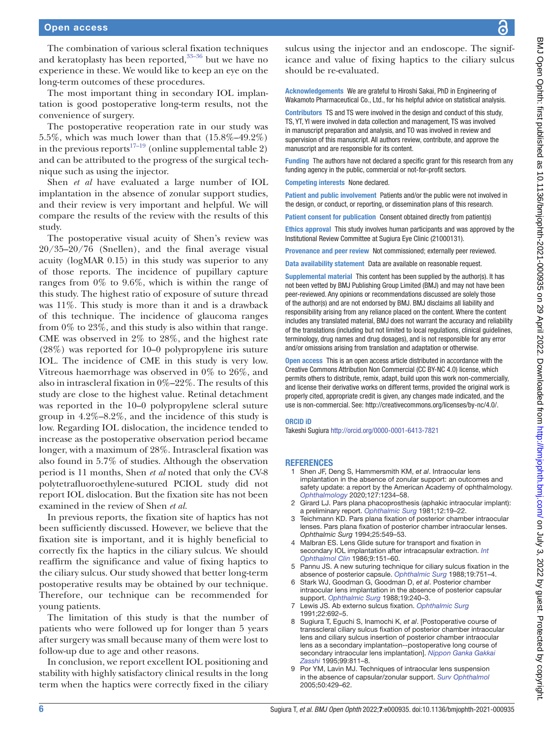The combination of various scleral fixation techniques and keratoplasty has been reported,[33–36] but we have no experience in these. We would like to keep an eye on the long-term outcomes of these procedures.

The most important thing in secondary IOL implantation is good postoperative long-term results, not the convenience of surgery.

The postoperative reoperation rate in our study was 5.5%, which was much lower than that (15.8%–49.2%) in the previous reports[17–19] (online supplemental table 2) and can be attributed to the progress of the surgical technique such as using the injector.

Shen *et al* have evaluated a large number of IOL implantation in the absence of zonular support studies, and their review is very important and helpful. We will compare the results of the review with the results of this study.

The postoperative visual acuity of Shen's review was 20/35–20/76 (Snellen), and the final average visual acuity (logMAR 0.15) in this study was superior to any of those reports. The incidence of pupillary capture ranges from 0% to 9.6%, which is within the range of this study. The highest ratio of exposure of suture thread was 11%. This study is more than it and is a drawback of this technique. The incidence of glaucoma ranges from 0% to 23%, and this study is also within that range. CME was observed in 2% to 28%, and the highest rate (28%) was reported for 10–0 polypropylene iris suture IOL. The incidence of CME in this study is very low. Vitreous haemorrhage was observed in 0% to 26%, and also in intrascleral fixation in 0%–22%. The results of this study are close to the highest value. Retinal detachment was reported in the 10–0 polypropylene scleral suture group in 4.2%–8.2%, and the incidence of this study is low. Regarding IOL dislocation, the incidence tended to increase as the postoperative observation period became longer, with a maximum of 28%. Intrascleral fixation was also found in 5.7% of studies. Although the observation period is 11 months, Shen *et al* noted that only the CV-8 polytetrafluoroethylene-sutured PCIOL study did not report IOL dislocation. But the fixation site has not been examined in the review of Shen *et al*.

In previous reports, the fixation site of haptics has not been sufficiently discussed. However, we believe that the fixation site is important, and it is highly beneficial to correctly fix the haptics in the ciliary sulcus. We should reaffirm the significance and value of fixing haptics to the ciliary sulcus. Our study showed that better long-term postoperative results may be obtained by our technique. Therefore, our technique can be recommended for young patients.

The limitation of this study is that the number of patients who were followed up for longer than 5 years after surgery was small because many of them were lost to follow-up due to age and other reasons.

In conclusion, we report excellent IOL positioning and stability with highly satisfactory clinical results in the long term when the haptics were correctly fixed in the ciliary sulcus using the injector and an endoscope. The significance and value of fixing haptics to the ciliary sulcus should be re-evaluated.

**Acknowledgements** We are grateful to Hiroshi Sakai, PhD in Engineering of Wakamoto Pharmaceutical Co., Ltd., for his helpful advice on statistical analysis.

**Contributors** TS and TS were involved in the design and conduct of this study, TS, YT, YI were involved in data collection and management, TS was involved in manuscript preparation and analysis, and TO was involved in review and supervision of this manuscript. All authors review, contribute, and approve the manuscript and are responsible for its content.

**Funding** The authors have not declared a specific grant for this research from any funding agency in the public, commercial or not-for-profit sectors.

**Competing interests** None declared.

**Patient and public involvement** Patients and/or the public were not involved in the design, or conduct, or reporting, or dissemination plans of this research.

**Patient consent for publication** Consent obtained directly from patient(s)

**Ethics approval** This study involves human participants and was approved by the Institutional Review Committee at Sugiura Eye Clinic (21000131).

**Provenance and peer review** Not commissioned; externally peer reviewed.

**Data availability statement** Data are available on reasonable request.

**Supplemental material** This content has been supplied by the author(s). It has not been vetted by BMJ Publishing Group Limited (BMJ) and may not have been peer-reviewed. Any opinions or recommendations discussed are solely those of the author(s) and are not endorsed by BMJ. BMJ disclaims all liability and responsibility arising from any reliance placed on the content. Where the content includes any translated material, BMJ does not warrant the accuracy and reliability of the translations (including but not limited to local regulations, clinical guidelines, terminology, drug names and drug dosages), and is not responsible for any error and/or omissions arising from translation and adaptation or otherwise.

**Open access** This is an open access article distributed in accordance with the Creative Commons Attribution Non Commercial (CC BY-NC 4.0) license, which permits others to distribute, remix, adapt, build upon this work non-commercially, and license their derivative works on different terms, provided the original work is properly cited, appropriate credit is given, any changes made indicated, and the use is non-commercial. See: http://creativecommons.org/licenses/by-nc/4.0/.

**ORCID iD**

Takeshi Sugiura http://orcid.org/0000-0001-6413-7821

## REFERENCES

1. Shen JF, Deng S, Hammersmith KM, *et al*. Intraocular lens implantation in the absence of zonular support: an outcomes and safety update: a report by the American Academy of ophthalmology. *Ophthalmology* 2020;127:1234–58.
2. Girard LJ. Pars plana phacoprosthesis (aphakic intraocular implant): a preliminary report. *Ophthalmic Surg* 1981;12:19–22.
3. Teichmann KD. Pars plana fixation of posterior chamber intraocular lenses. Pars plana fixation of posterior chamber intraocular lenses. *Ophthalmic Surg* 1994;25:549–53.
4. Malbran ES. Lens Glide suture for transport and fixation in secondary IOL implantation after intracapsular extraction. *Int Ophthalmol Clin* 1986;9:151–60.
5. Pannu JS. A new suturing technique for ciliary sulcus fixation in the absence of posterior capsule. *Ophthalmic Surg* 1988;19:751–4.
6. Stark WJ, Goodman G, Goodman D, *et al*. Posterior chamber intraocular lens implantation in the absence of posterior capsular support. *Ophthalmic Surg* 1988;19:240–3.
7. Lewis JS. Ab externo sulcus fixation. *Ophthalmic Surg* 1991;22:692–5.
8. Sugiura T, Eguchi S, Inamochi K, *et al*. [Postoperative course of transscleral ciliary sulcus fixation of posterior chamber intraocular lens and ciliary sulcus insertion of posterior chamber intraocular lens as a secondary implantation--postoperative long course of secondary intraocular lens implantation]. *Nippon Ganka Gakkai Zasshi* 1995;99:811–8.
9. Por YM, Lavin MJ. Techniques of intraocular lens suspension in the absence of capsular/zonular support. *Surv Ophthalmol* 2005;50:429–62.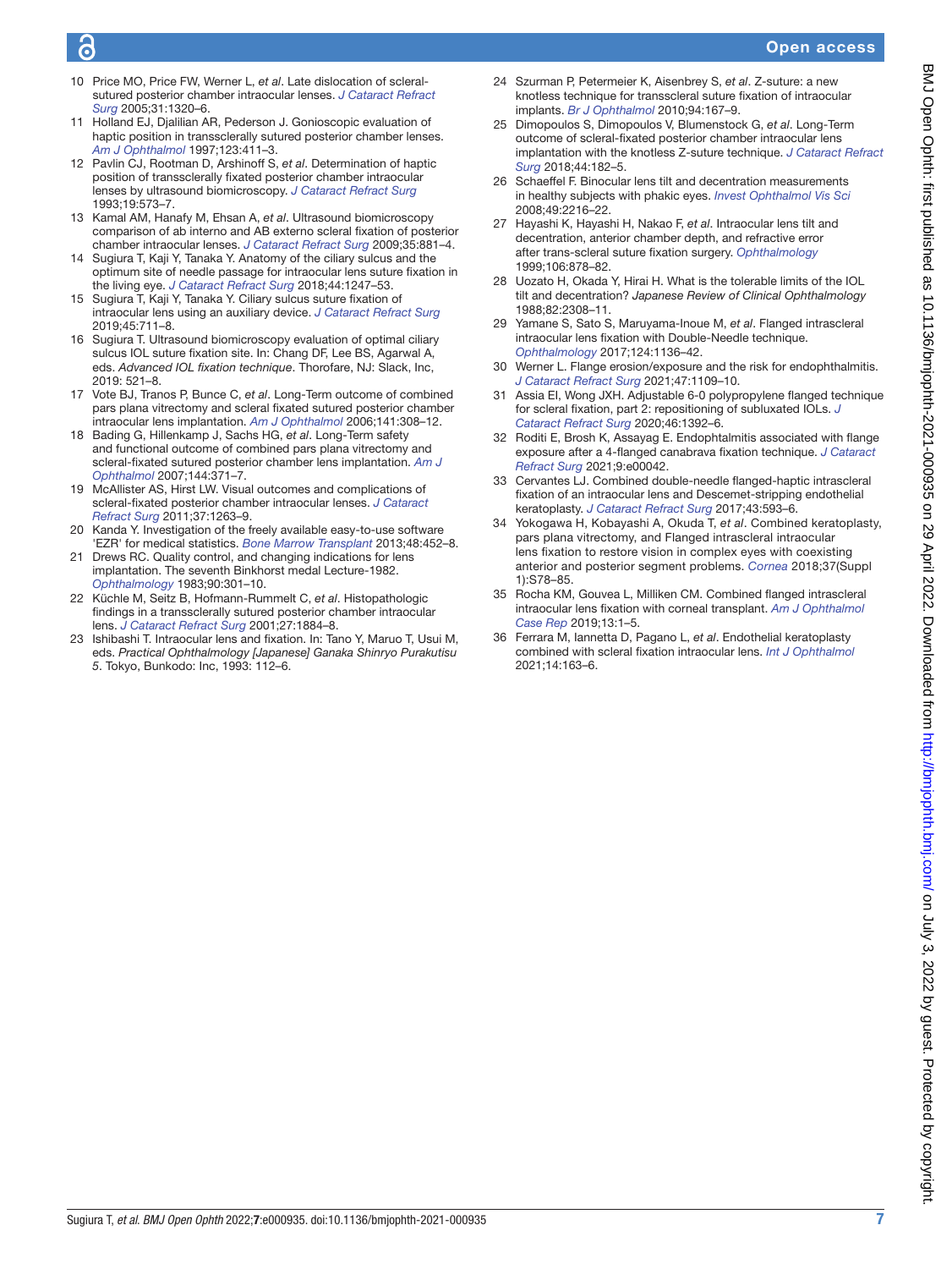10 Price MO, Price FW, Werner L, *et al*. Late dislocation of scleral-sutured posterior chamber intraocular lenses. *J Cataract Refract Surg* 2005;31:1320–6.
11 Holland EJ, Djalilian AR, Pederson J. Gonioscopic evaluation of haptic position in transsclerally sutured posterior chamber lenses. *Am J Ophthalmol* 1997;123:411–3.
12 Pavlin CJ, Rootman D, Arshinoff S, *et al*. Determination of haptic position of transsclerally fixated posterior chamber intraocular lenses by ultrasound biomicroscopy. *J Cataract Refract Surg* 1993;19:573–7.
13 Kamal AM, Hanafy M, Ehsan A, *et al*. Ultrasound biomicroscopy comparison of ab interno and AB externo scleral fixation of posterior chamber intraocular lenses. *J Cataract Refract Surg* 2009;35:881–4.
14 Sugiura T, Kaji Y, Tanaka Y. Anatomy of the ciliary sulcus and the optimum site of needle passage for intraocular lens suture fixation in the living eye. *J Cataract Refract Surg* 2018;44:1247–53.
15 Sugiura T, Kaji Y, Tanaka Y. Ciliary sulcus suture fixation of intraocular lens using an auxiliary device. *J Cataract Refract Surg* 2019;45:711–8.
16 Sugiura T. Ultrasound biomicroscopy evaluation of optimal ciliary sulcus IOL suture fixation site. In: Chang DF, Lee BS, Agarwal A, eds. *Advanced IOL fixation technique*. Thorofare, NJ: Slack, Inc, 2019: 521–8.
17 Vote BJ, Tranos P, Bunce C, *et al*. Long-Term outcome of combined pars plana vitrectomy and scleral fixated sutured posterior chamber intraocular lens implantation. *Am J Ophthalmol* 2006;141:308–12.
18 Bading G, Hillenkamp J, Sachs HG, *et al*. Long-Term safety and functional outcome of combined pars plana vitrectomy and scleral-fixated sutured posterior chamber lens implantation. *Am J Ophthalmol* 2007;144:371–7.
19 McAllister AS, Hirst LW. Visual outcomes and complications of scleral-fixated posterior chamber intraocular lenses. *J Cataract Refract Surg* 2011;37:1263–9.
20 Kanda Y. Investigation of the freely available easy-to-use software 'EZR' for medical statistics. *Bone Marrow Transplant* 2013;48:452–8.
21 Drews RC. Quality control, and changing indications for lens implantation. The seventh Binkhorst medal Lecture-1982. *Ophthalmology* 1983;90:301–10.
22 Küchle M, Seitz B, Hofmann-Rummelt C, *et al*. Histopathologic findings in a transsclerally sutured posterior chamber intraocular lens. *J Cataract Refract Surg* 2001;27:1884–8.
23 Ishibashi T. Intraocular lens and fixation. In: Tano Y, Maruo T, Usui M, eds. *Practical Ophthalmology [Japanese] Ganaka Shinryo Purakutisu 5*. Tokyo, Bunkodo: Inc, 1993: 112–6.
24 Szurman P, Petermeier K, Aisenbrey S, *et al*. Z-suture: a new knotless technique for transscleral suture fixation of intraocular implants. *Br J Ophthalmol* 2010;94:167–9.
25 Dimopoulos S, Dimopoulos V, Blumenstock G, *et al*. Long-Term outcome of scleral-fixated posterior chamber intraocular lens implantation with the knotless Z-suture technique. *J Cataract Refract Surg* 2018;44:182–5.
26 Schaeffel F. Binocular lens tilt and decentration measurements in healthy subjects with phakic eyes. *Invest Ophthalmol Vis Sci* 2008;49:2216–22.
27 Hayashi K, Hayashi H, Nakao F, *et al*. Intraocular lens tilt and decentration, anterior chamber depth, and refractive error after trans-scleral suture fixation surgery. *Ophthalmology* 1999;106:878–82.
28 Uozato H, Okada Y, Hirai H. What is the tolerable limits of the IOL tilt and decentration? *Japanese Review of Clinical Ophthalmology* 1988;82:2308–11.
29 Yamane S, Sato S, Maruyama-Inoue M, *et al*. Flanged intrascleral intraocular lens fixation with Double-Needle technique. *Ophthalmology* 2017;124:1136–42.
30 Werner L. Flange erosion/exposure and the risk for endophthalmitis. *J Cataract Refract Surg* 2021;47:1109–10.
31 Assia EI, Wong JXH. Adjustable 6-0 polypropylene flanged technique for scleral fixation, part 2: repositioning of subluxated IOLs. *J Cataract Refract Surg* 2020;46:1392–6.
32 Roditi E, Brosh K, Assayag E. Endophtalmitis associated with flange exposure after a 4-flanged canabrava fixation technique. *J Cataract Refract Surg* 2021;9:e00042.
33 Cervantes LJ. Combined double-needle flanged-haptic intrascleral fixation of an intraocular lens and Descemet-stripping endothelial keratoplasty. *J Cataract Refract Surg* 2017;43:593–6.
34 Yokogawa H, Kobayashi A, Okuda T, *et al*. Combined keratoplasty, pars plana vitrectomy, and Flanged intrascleral intraocular lens fixation to restore vision in complex eyes with coexisting anterior and posterior segment problems. *Cornea* 2018;37(Suppl 1):S78–85.
35 Rocha KM, Gouvea L, Milliken CM. Combined flanged intrascleral intraocular lens fixation with corneal transplant. *Am J Ophthalmol Case Rep* 2019;13:1–5.
36 Ferrara M, Iannetta D, Pagano L, *et al*. Endothelial keratoplasty combined with scleral fixation intraocular lens. *Int J Ophthalmol* 2021;14:163–6.